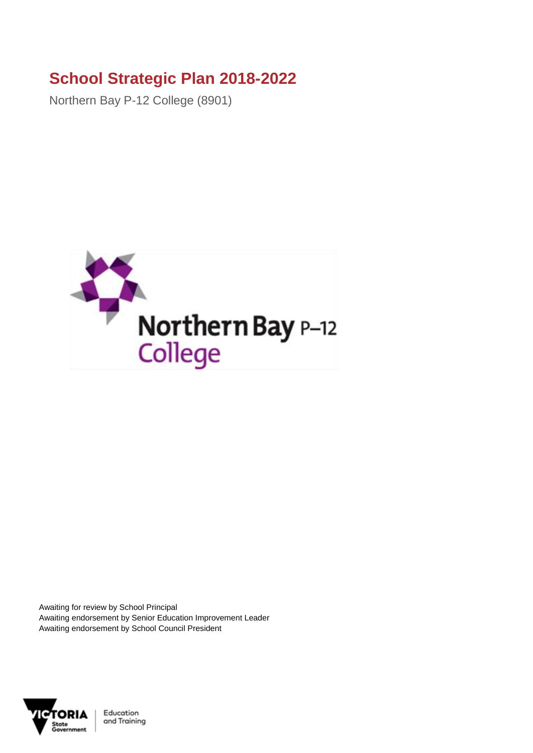# School Strategic Plan 2018-2022

Northern Bay P-12 College (8901)

Awaiting for review by School Principal
Awaiting endorsement by Senior Education Improvement Leader
Awaiting endorsement by School Council President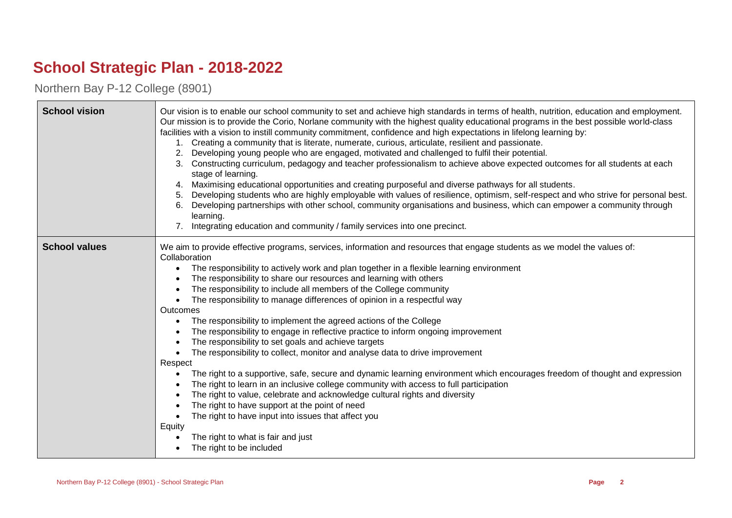# School Strategic Plan - 2018-2022

Northern Bay P-12 College (8901)

| | |
|---|---|
| **School vision** | Our vision is to enable our school community to set and achieve high standards in terms of health, nutrition, education and employment. Our mission is to provide the Corio, Norlane community with the highest quality educational programs in the best possible world-class facilities with a vision to instill community commitment, confidence and high expectations in lifelong learning by:<br>1. Creating a community that is literate, numerate, curious, articulate, resilient and passionate.<br>2. Developing young people who are engaged, motivated and challenged to fulfil their potential.<br>3. Constructing curriculum, pedagogy and teacher professionalism to achieve above expected outcomes for all students at each stage of learning.<br>4. Maximising educational opportunities and creating purposeful and diverse pathways for all students.<br>5. Developing students who are highly employable with values of resilience, optimism, self-respect and who strive for personal best.<br>6. Developing partnerships with other school, community organisations and business, which can empower a community through learning.<br>7. Integrating education and community / family services into one precinct. |
| **School values** | We aim to provide effective programs, services, information and resources that engage students as we model the values of:<br>Collaboration<br>• The responsibility to actively work and plan together in a flexible learning environment<br>• The responsibility to share our resources and learning with others<br>• The responsibility to include all members of the College community<br>• The responsibility to manage differences of opinion in a respectful way<br>Outcomes<br>• The responsibility to implement the agreed actions of the College<br>• The responsibility to engage in reflective practice to inform ongoing improvement<br>• The responsibility to set goals and achieve targets<br>• The responsibility to collect, monitor and analyse data to drive improvement<br>Respect<br>• The right to a supportive, safe, secure and dynamic learning environment which encourages freedom of thought and expression<br>• The right to learn in an inclusive college community with access to full participation<br>• The right to value, celebrate and acknowledge cultural rights and diversity<br>• The right to have support at the point of need<br>• The right to have input into issues that affect you<br>Equity<br>• The right to what is fair and just<br>• The right to be included |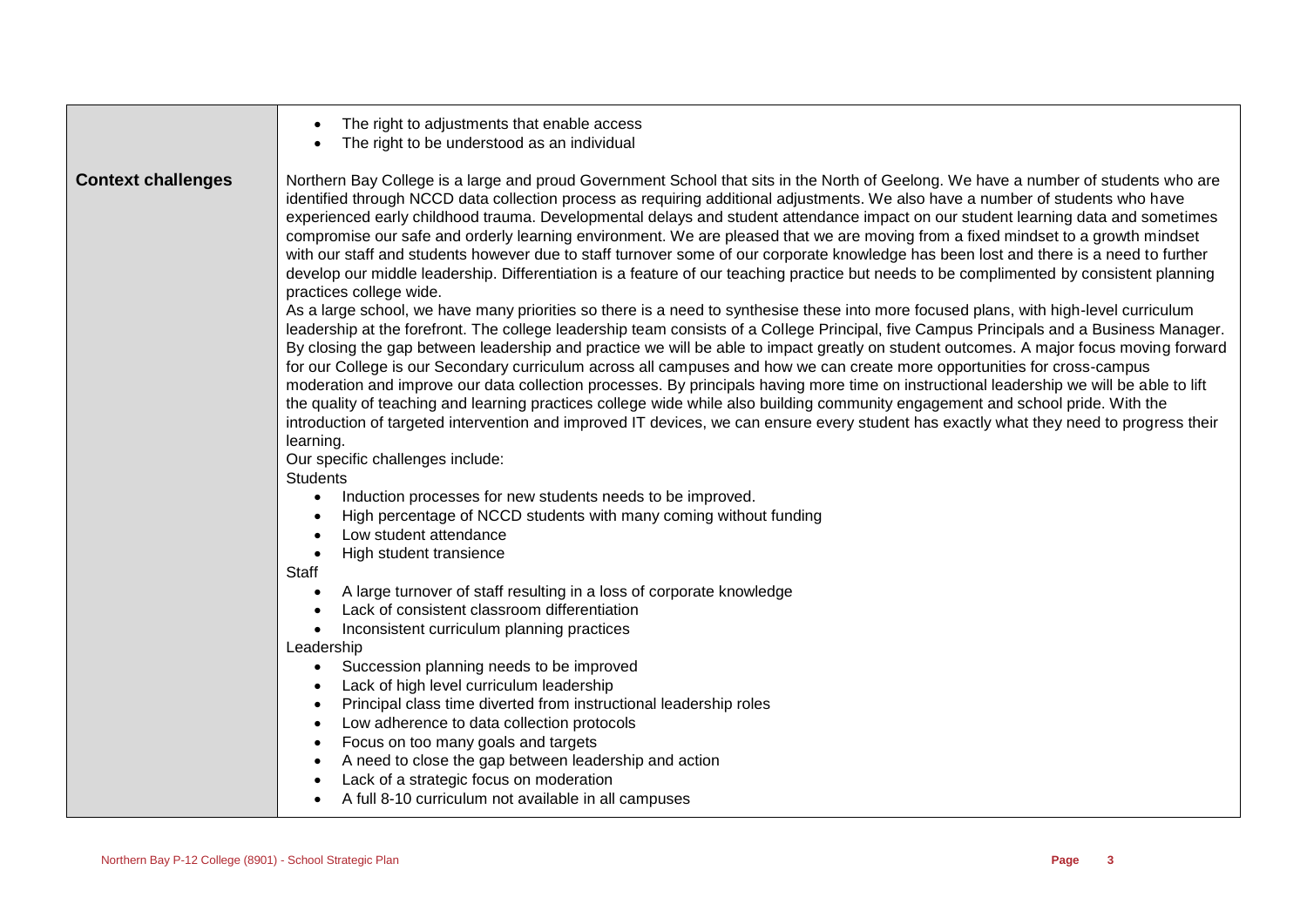| | |
|---|---|
| | <ul><li>The right to adjustments that enable access</li><li>The right to be understood as an individual</li></ul> |
| **Context challenges** | Northern Bay College is a large and proud Government School that sits in the North of Geelong. We have a number of students who are identified through NCCD data collection process as requiring additional adjustments. We also have a number of students who have experienced early childhood trauma. Developmental delays and student attendance impact on our student learning data and sometimes compromise our safe and orderly learning environment. We are pleased that we are moving from a fixed mindset to a growth mindset with our staff and students however due to staff turnover some of our corporate knowledge has been lost and there is a need to further develop our middle leadership. Differentiation is a feature of our teaching practice but needs to be complimented by consistent planning practices college wide.<br>As a large school, we have many priorities so there is a need to synthesise these into more focused plans, with high-level curriculum leadership at the forefront. The college leadership team consists of a College Principal, five Campus Principals and a Business Manager. By closing the gap between leadership and practice we will be able to impact greatly on student outcomes. A major focus moving forward for our College is our Secondary curriculum across all campuses and how we can create more opportunities for cross-campus moderation and improve our data collection processes. By principals having more time on instructional leadership we will be able to lift the quality of teaching and learning practices college wide while also building community engagement and school pride. With the introduction of targeted intervention and improved IT devices, we can ensure every student has exactly what they need to progress their learning.<br>Our specific challenges include:<br>Students<ul><li>Induction processes for new students needs to be improved.</li><li>High percentage of NCCD students with many coming without funding</li><li>Low student attendance</li><li>High student transience</li></ul>Staff<ul><li>A large turnover of staff resulting in a loss of corporate knowledge</li><li>Lack of consistent classroom differentiation</li><li>Inconsistent curriculum planning practices</li></ul>Leadership<ul><li>Succession planning needs to be improved</li><li>Lack of high level curriculum leadership</li><li>Principal class time diverted from instructional leadership roles</li><li>Low adherence to data collection protocols</li><li>Focus on too many goals and targets</li><li>A need to close the gap between leadership and action</li><li>Lack of a strategic focus on moderation</li><li>A full 8-10 curriculum not available in all campuses</li></ul> |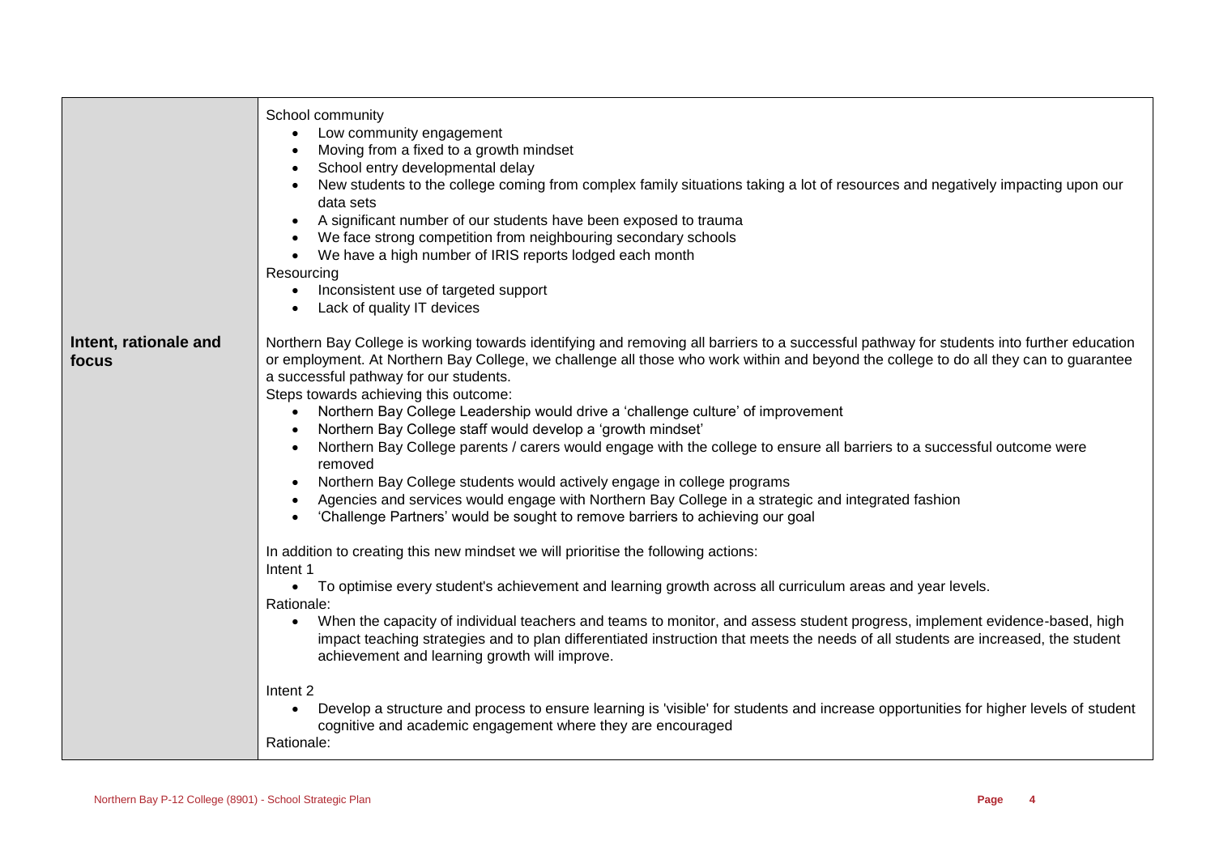| | |
|---|---|
| | School community<br>• Low community engagement<br>• Moving from a fixed to a growth mindset<br>• School entry developmental delay<br>• New students to the college coming from complex family situations taking a lot of resources and negatively impacting upon our data sets<br>• A significant number of our students have been exposed to trauma<br>• We face strong competition from neighbouring secondary schools<br>• We have a high number of IRIS reports lodged each month<br>Resourcing<br>• Inconsistent use of targeted support<br>• Lack of quality IT devices |
| **Intent, rationale and focus** | Northern Bay College is working towards identifying and removing all barriers to a successful pathway for students into further education or employment. At Northern Bay College, we challenge all those who work within and beyond the college to do all they can to guarantee a successful pathway for our students.<br>Steps towards achieving this outcome:<br>• Northern Bay College Leadership would drive a 'challenge culture' of improvement<br>• Northern Bay College staff would develop a 'growth mindset'<br>• Northern Bay College parents / carers would engage with the college to ensure all barriers to a successful outcome were removed<br>• Northern Bay College students would actively engage in college programs<br>• Agencies and services would engage with Northern Bay College in a strategic and integrated fashion<br>• 'Challenge Partners' would be sought to remove barriers to achieving our goal<br><br>In addition to creating this new mindset we will prioritise the following actions:<br>Intent 1<br>• To optimise every student's achievement and learning growth across all curriculum areas and year levels.<br>Rationale:<br>• When the capacity of individual teachers and teams to monitor, and assess student progress, implement evidence-based, high impact teaching strategies and to plan differentiated instruction that meets the needs of all students are increased, the student achievement and learning growth will improve.<br><br>Intent 2<br>• Develop a structure and process to ensure learning is 'visible' for students and increase opportunities for higher levels of student cognitive and academic engagement where they are encouraged<br>Rationale: |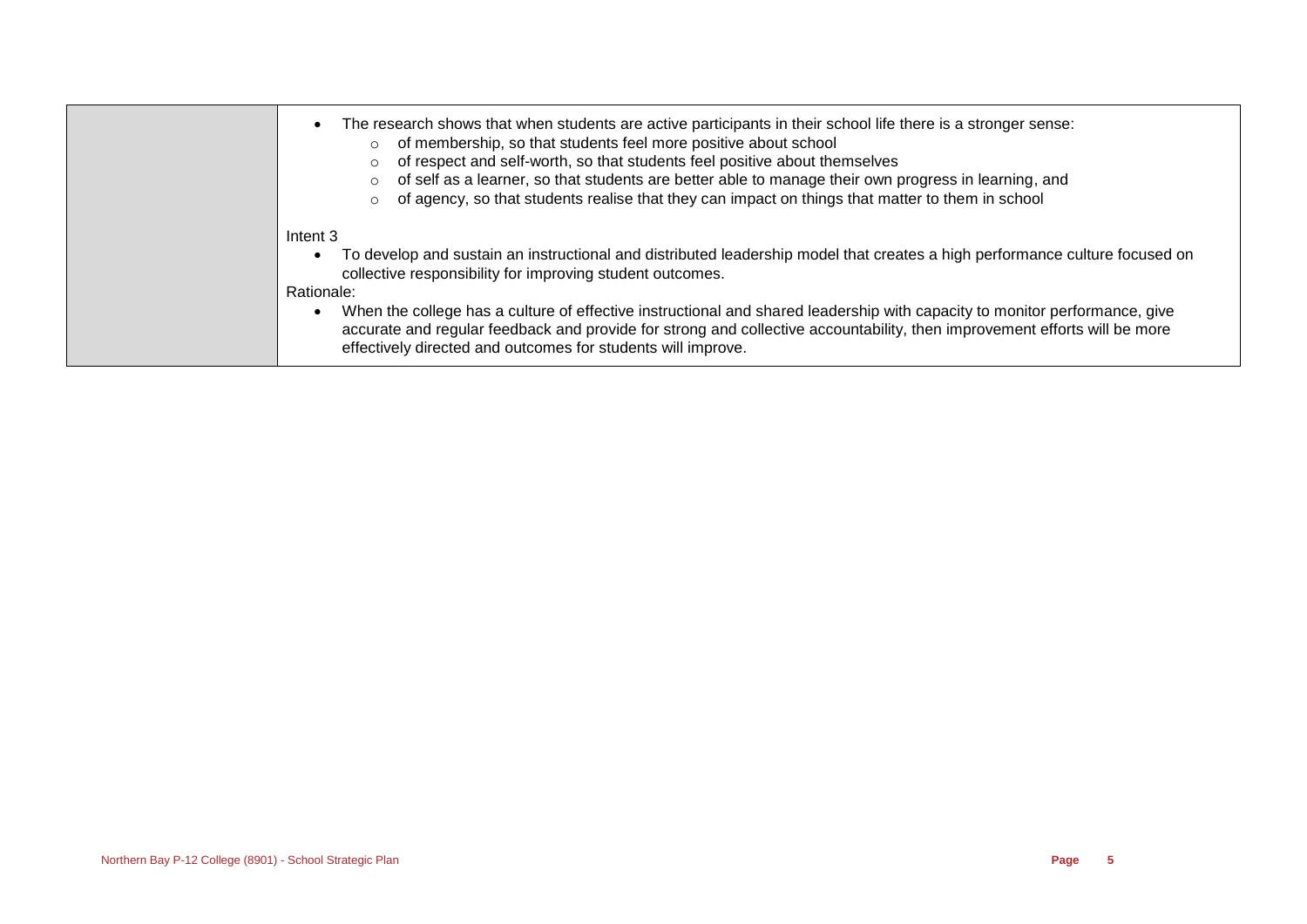| | |
|---|---|
| | • The research shows that when students are active participants in their school life there is a stronger sense:<br>○ of membership, so that students feel more positive about school<br>○ of respect and self-worth, so that students feel positive about themselves<br>○ of self as a learner, so that students are better able to manage their own progress in learning, and<br>○ of agency, so that students realise that they can impact on things that matter to them in school<br><br>Intent 3<br>• To develop and sustain an instructional and distributed leadership model that creates a high performance culture focused on collective responsibility for improving student outcomes.<br>Rationale:<br>• When the college has a culture of effective instructional and shared leadership with capacity to monitor performance, give accurate and regular feedback and provide for strong and collective accountability, then improvement efforts will be more effectively directed and outcomes for students will improve. |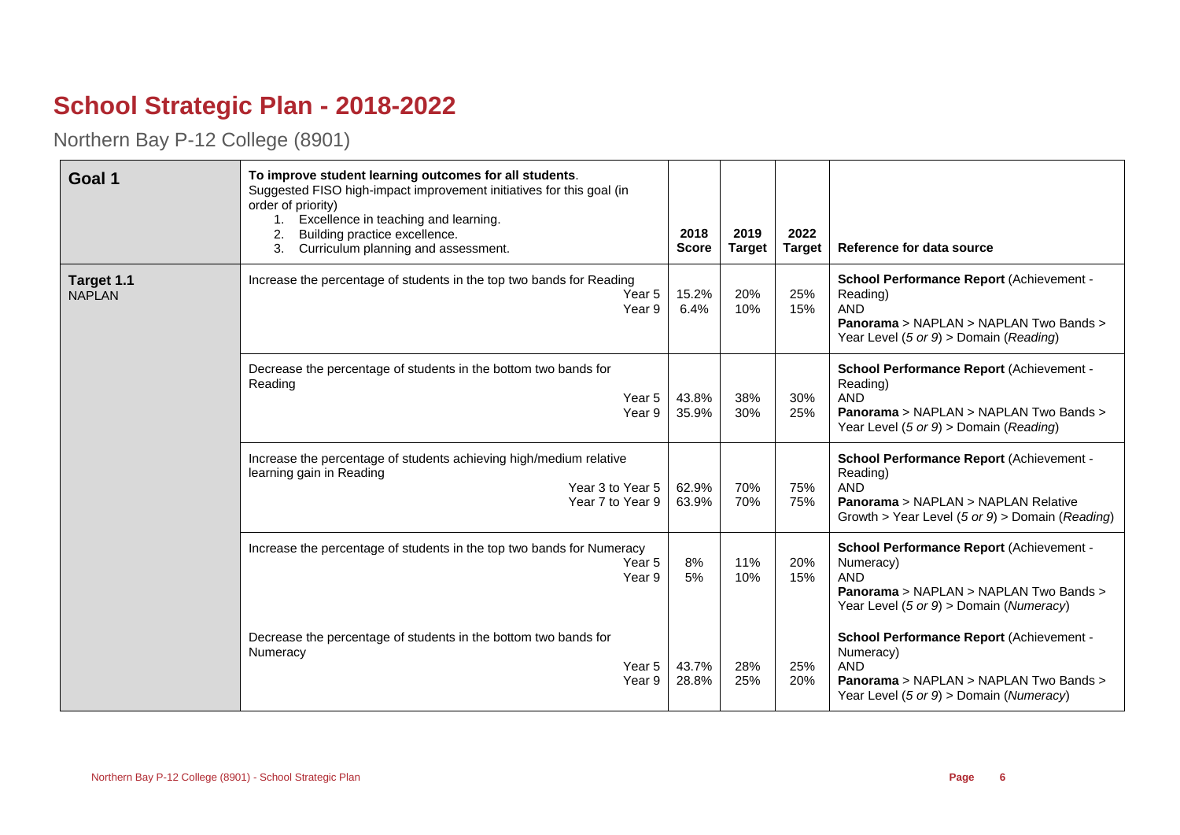# School Strategic Plan - 2018-2022

Northern Bay P-12 College (8901)

| Goal 1 | **To improve student learning outcomes for all students**.<br>Suggested FISO high-impact improvement initiatives for this goal (in order of priority)<br>1. Excellence in teaching and learning.<br>2. Building practice excellence.<br>3. Curriculum planning and assessment. | 2018 Score | 2019 Target | 2022 Target | Reference for data source |
|---|---|---|---|---|---|
| **Target 1.1**<br>NAPLAN | Increase the percentage of students in the top two bands for Reading<br>Year 5<br>Year 9 | 15.2%<br>6.4% | 20%<br>10% | 25%<br>15% | **School Performance Report** (Achievement - Reading)<br>AND<br>**Panorama** > NAPLAN > NAPLAN Two Bands > Year Level (*5 or 9*) > Domain (*Reading*) |
| | Decrease the percentage of students in the bottom two bands for Reading<br>Year 5<br>Year 9 | 43.8%<br>35.9% | 38%<br>30% | 30%<br>25% | **School Performance Report** (Achievement - Reading)<br>AND<br>**Panorama** > NAPLAN > NAPLAN Two Bands > Year Level (*5 or 9*) > Domain (*Reading*) |
| | Increase the percentage of students achieving high/medium relative learning gain in Reading<br>Year 3 to Year 5<br>Year 7 to Year 9 | 62.9%<br>63.9% | 70%<br>70% | 75%<br>75% | **School Performance Report** (Achievement - Reading)<br>AND<br>**Panorama** > NAPLAN > NAPLAN Relative Growth > Year Level (*5 or 9*) > Domain (*Reading*) |
| | Increase the percentage of students in the top two bands for Numeracy<br>Year 5<br>Year 9 | 8%<br>5% | 11%<br>10% | 20%<br>15% | **School Performance Report** (Achievement - Numeracy)<br>AND<br>**Panorama** > NAPLAN > NAPLAN Two Bands > Year Level (*5 or 9*) > Domain (*Numeracy*) |
| | Decrease the percentage of students in the bottom two bands for Numeracy<br>Year 5<br>Year 9 | 43.7%<br>28.8% | 28%<br>25% | 25%<br>20% | **School Performance Report** (Achievement - Numeracy)<br>AND<br>**Panorama** > NAPLAN > NAPLAN Two Bands > Year Level (*5 or 9*) > Domain (*Numeracy*) |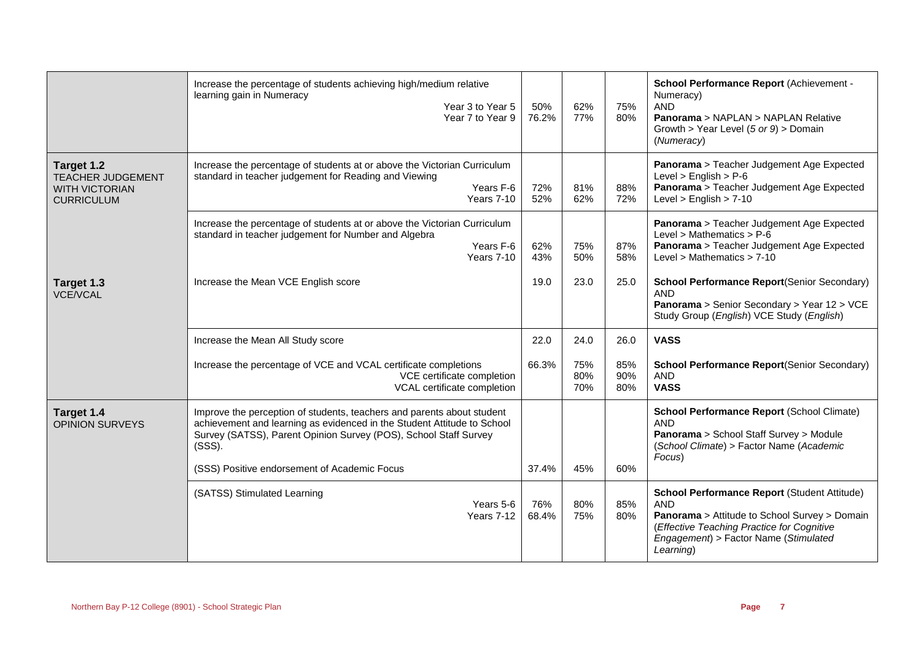| | | | | | |
|---|---|---|---|---|---|
| | Increase the percentage of students achieving high/medium relative learning gain in Numeracy<br>Year 3 to Year 5<br>Year 7 to Year 9 | 50%<br>76.2% | 62%<br>77% | 75%<br>80% | **School Performance Report** (Achievement - Numeracy)<br>AND<br>**Panorama** > NAPLAN > NAPLAN Relative Growth > Year Level (*5 or 9*) > Domain (*Numeracy*) |
| **Target 1.2**<br>TEACHER JUDGEMENT WITH VICTORIAN CURRICULUM | Increase the percentage of students at or above the Victorian Curriculum standard in teacher judgement for Reading and Viewing<br>Years F-6<br>Years 7-10 | 72%<br>52% | 81%<br>62% | 88%<br>72% | **Panorama** > Teacher Judgement Age Expected Level > English > P-6<br>**Panorama** > Teacher Judgement Age Expected Level > English > 7-10 |
| | Increase the percentage of students at or above the Victorian Curriculum standard in teacher judgement for Number and Algebra<br>Years F-6<br>Years 7-10 | 62%<br>43% | 75%<br>50% | 87%<br>58% | **Panorama** > Teacher Judgement Age Expected Level > Mathematics > P-6<br>**Panorama** > Teacher Judgement Age Expected Level > Mathematics > 7-10 |
| **Target 1.3**<br>VCE/VCAL | Increase the Mean VCE English score | 19.0 | 23.0 | 25.0 | **School Performance Report**(Senior Secondary)<br>AND<br>**Panorama** > Senior Secondary > Year 12 > VCE Study Group (*English*) VCE Study (*English*) |
| | Increase the Mean All Study score | 22.0 | 24.0 | 26.0 | **VASS** |
| | Increase the percentage of VCE and VCAL certificate completions<br>VCE certificate completion<br>VCAL certificate completion | 66.3% | 75%<br>80%<br>70% | 85%<br>90%<br>80% | **School Performance Report**(Senior Secondary)<br>AND<br>**VASS** |
| **Target 1.4**<br>OPINION SURVEYS | Improve the perception of students, teachers and parents about student achievement and learning as evidenced in the Student Attitude to School Survey (SATSS), Parent Opinion Survey (POS), School Staff Survey (SSS).<br>(SSS) Positive endorsement of Academic Focus | 37.4% | 45% | 60% | **School Performance Report** (School Climate)<br>AND<br>**Panorama** > School Staff Survey > Module (*School Climate*) > Factor Name (*Academic Focus*) |
| | (SATSS) Stimulated Learning<br>Years 5-6<br>Years 7-12 | 76%<br>68.4% | 80%<br>75% | 85%<br>80% | **School Performance Report** (Student Attitude)<br>AND<br>**Panorama** > Attitude to School Survey > Domain (*Effective Teaching Practice for Cognitive Engagement*) > Factor Name (*Stimulated Learning*) |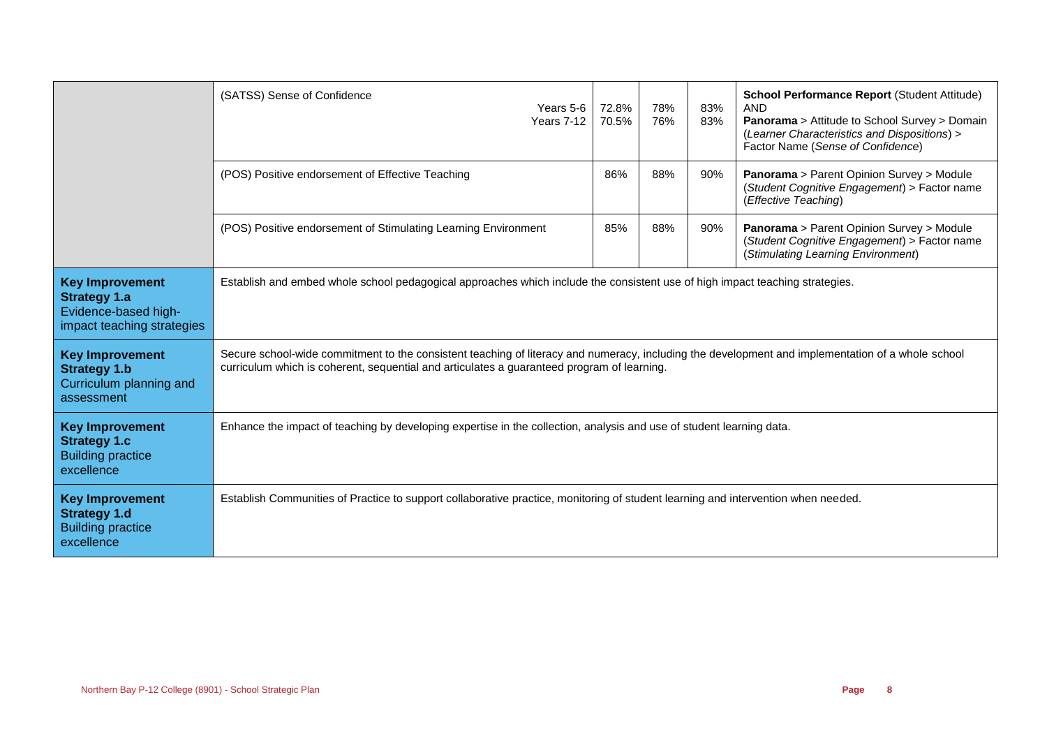| | | | | | |
|---|---|---|---|---|---|
| | (SATSS) Sense of Confidence<br>Years 5-6<br>Years 7-12 | 72.8%<br>70.5% | 78%<br>76% | 83%<br>83% | **School Performance Report** (Student Attitude) AND **Panorama** > Attitude to School Survey > Domain (*Learner Characteristics and Dispositions*) > Factor Name (*Sense of Confidence*) |
| | (POS) Positive endorsement of Effective Teaching | 86% | 88% | 90% | **Panorama** > Parent Opinion Survey > Module (*Student Cognitive Engagement*) > Factor name (*Effective Teaching*) |
| | (POS) Positive endorsement of Stimulating Learning Environment | 85% | 88% | 90% | **Panorama** > Parent Opinion Survey > Module (*Student Cognitive Engagement*) > Factor name (*Stimulating Learning Environment*) |
| **Key Improvement Strategy 1.a** Evidence-based high-impact teaching strategies | Establish and embed whole school pedagogical approaches which include the consistent use of high impact teaching strategies. | | | | |
| **Key Improvement Strategy 1.b** Curriculum planning and assessment | Secure school-wide commitment to the consistent teaching of literacy and numeracy, including the development and implementation of a whole school curriculum which is coherent, sequential and articulates a guaranteed program of learning. | | | | |
| **Key Improvement Strategy 1.c** Building practice excellence | Enhance the impact of teaching by developing expertise in the collection, analysis and use of student learning data. | | | | |
| **Key Improvement Strategy 1.d** Building practice excellence | Establish Communities of Practice to support collaborative practice, monitoring of student learning and intervention when needed. | | | | |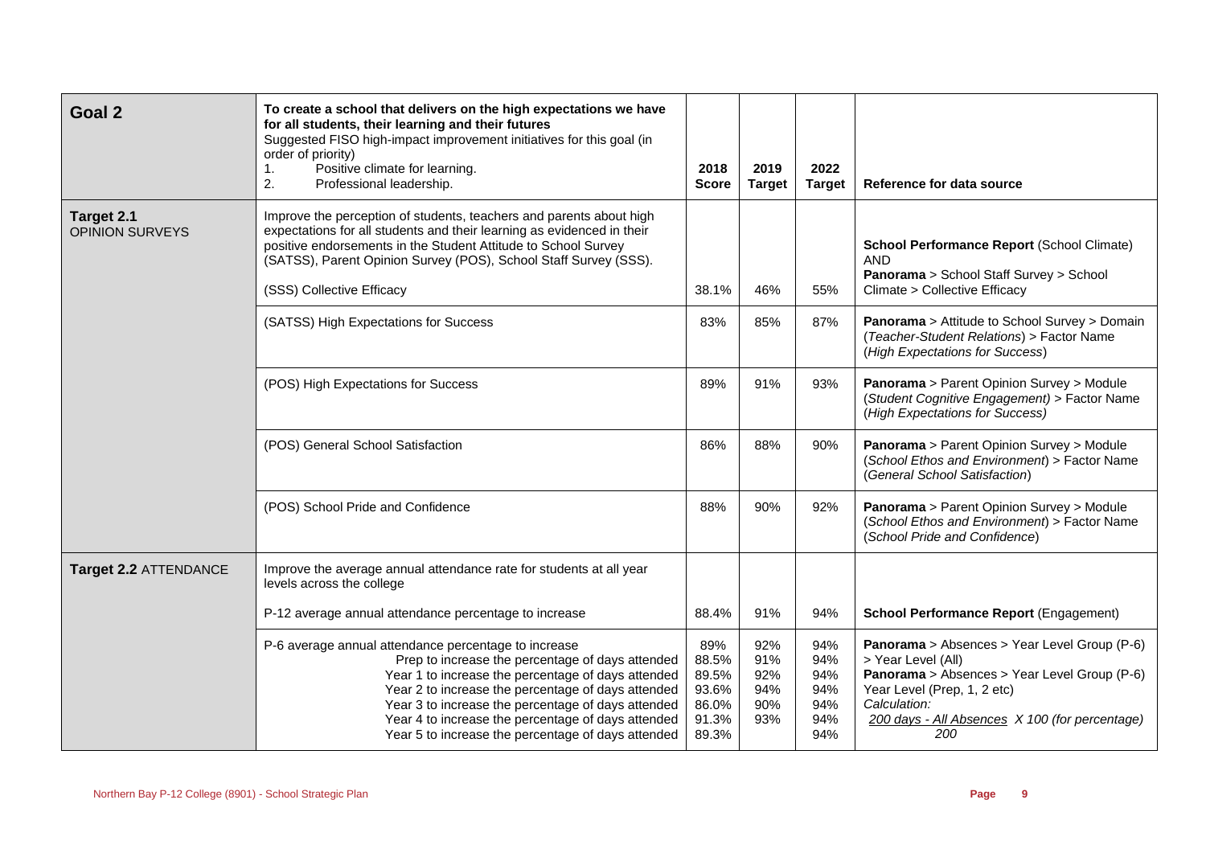| **Goal 2** | **To create a school that delivers on the high expectations we have for all students, their learning and their futures**<br>Suggested FISO high-impact improvement initiatives for this goal (in order of priority)<br>1. Positive climate for learning.<br>2. Professional leadership. | **2018 Score** | **2019 Target** | **2022 Target** | **Reference for data source** |
|---|---|---|---|---|---|
| **Target 2.1** OPINION SURVEYS | Improve the perception of students, teachers and parents about high expectations for all students and their learning as evidenced in their positive endorsements in the Student Attitude to School Survey (SATSS), Parent Opinion Survey (POS), School Staff Survey (SSS).<br><br>(SSS) Collective Efficacy | 38.1% | 46% | 55% | **School Performance Report** (School Climate) AND **Panorama** > School Staff Survey > School Climate > Collective Efficacy |
| | (SATSS) High Expectations for Success | 83% | 85% | 87% | **Panorama** > Attitude to School Survey > Domain (*Teacher-Student Relations*) > Factor Name (*High Expectations for Success*) |
| | (POS) High Expectations for Success | 89% | 91% | 93% | **Panorama** > Parent Opinion Survey > Module (*Student Cognitive Engagement)* > Factor Name (*High Expectations for Success)* |
| | (POS) General School Satisfaction | 86% | 88% | 90% | **Panorama** > Parent Opinion Survey > Module (*School Ethos and Environment*) > Factor Name (*General School Satisfaction*) |
| | (POS) School Pride and Confidence | 88% | 90% | 92% | **Panorama** > Parent Opinion Survey > Module (*School Ethos and Environment*) > Factor Name (*School Pride and Confidence*) |
| **Target 2.2** ATTENDANCE | Improve the average annual attendance rate for students at all year levels across the college<br><br>P-12 average annual attendance percentage to increase | 88.4% | 91% | 94% | **School Performance Report** (Engagement) |
| | P-6 average annual attendance percentage to increase<br>Prep to increase the percentage of days attended<br>Year 1 to increase the percentage of days attended<br>Year 2 to increase the percentage of days attended<br>Year 3 to increase the percentage of days attended<br>Year 4 to increase the percentage of days attended<br>Year 5 to increase the percentage of days attended | 89%<br>88.5%<br>89.5%<br>93.6%<br>86.0%<br>91.3%<br>89.3% | 92%<br>91%<br>92%<br>94%<br>90%<br>93% | 94%<br>94%<br>94%<br>94%<br>94%<br>94%<br>94% | **Panorama** > Absences > Year Level Group (P-6) > Year Level (All)<br>**Panorama** > Absences > Year Level Group (P-6) Year Level (Prep, 1, 2 etc)<br>*Calculation:*<br>*200 days - All Absences X 100 (for percentage)*<br>*200* |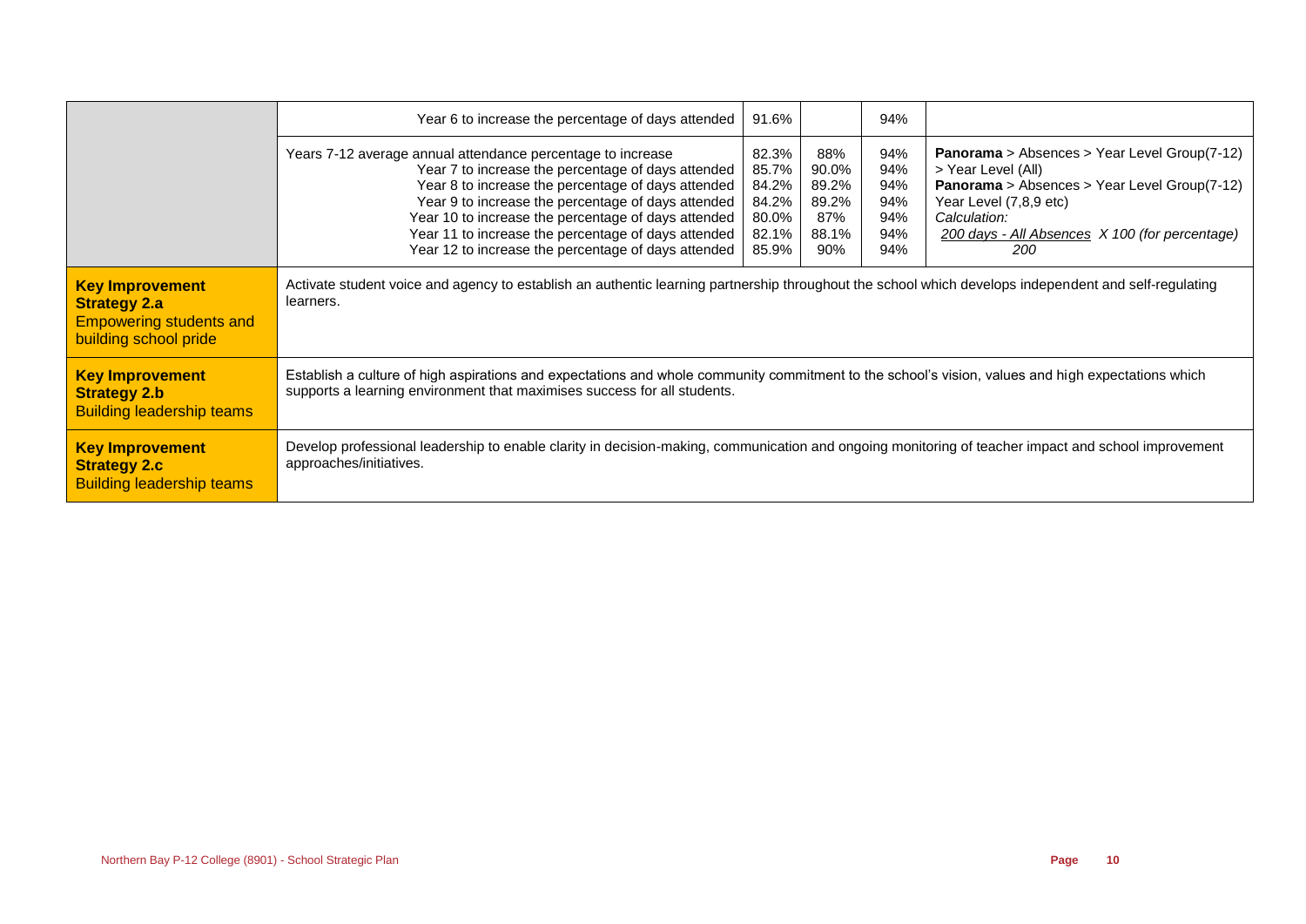| | | | | | |
|---|---|---|---|---|---|
| | Year 6 to increase the percentage of days attended | 91.6% | | 94% | |
| | Years 7-12 average annual attendance percentage to increase<br>Year 7 to increase the percentage of days attended<br>Year 8 to increase the percentage of days attended<br>Year 9 to increase the percentage of days attended<br>Year 10 to increase the percentage of days attended<br>Year 11 to increase the percentage of days attended<br>Year 12 to increase the percentage of days attended | 82.3%<br>85.7%<br>84.2%<br>84.2%<br>80.0%<br>82.1%<br>85.9% | 88%<br>90.0%<br>89.2%<br>89.2%<br>87%<br>88.1%<br>90% | 94%<br>94%<br>94%<br>94%<br>94%<br>94%<br>94% | **Panorama** > Absences > Year Level Group(7-12) > Year Level (All)<br>**Panorama** > Absences > Year Level Group(7-12) Year Level (7,8,9 etc)<br>*Calculation:*<br>*200 days - All Absences X 100 (for percentage)*<br>*200* |
| **Key Improvement Strategy 2.a**<br>Empowering students and building school pride | Activate student voice and agency to establish an authentic learning partnership throughout the school which develops independent and self-regulating learners. | | | | |
| **Key Improvement Strategy 2.b**<br>Building leadership teams | Establish a culture of high aspirations and expectations and whole community commitment to the school's vision, values and high expectations which supports a learning environment that maximises success for all students. | | | | |
| **Key Improvement Strategy 2.c**<br>Building leadership teams | Develop professional leadership to enable clarity in decision-making, communication and ongoing monitoring of teacher impact and school improvement approaches/initiatives. | | | | |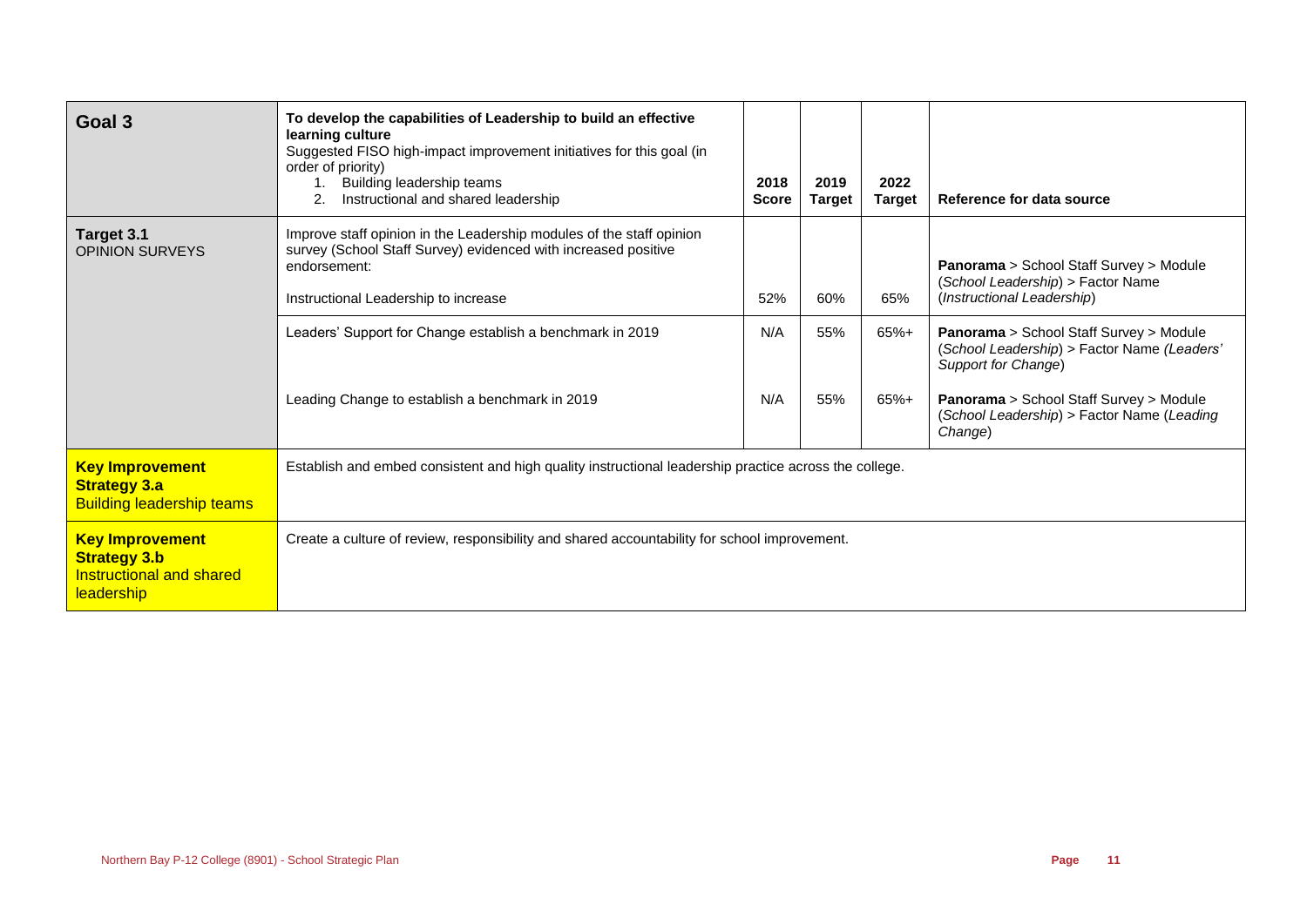| Goal 3 | **To develop the capabilities of Leadership to build an effective learning culture**<br>Suggested FISO high-impact improvement initiatives for this goal (in order of priority)<br>1. Building leadership teams<br>2. Instructional and shared leadership | **2018 Score** | **2019 Target** | **2022 Target** | **Reference for data source** |
|---|---|---|---|---|---|
| **Target 3.1**<br>OPINION SURVEYS | Improve staff opinion in the Leadership modules of the staff opinion survey (School Staff Survey) evidenced with increased positive endorsement:<br><br>Instructional Leadership to increase | 52% | 60% | 65% | **Panorama** > School Staff Survey > Module (*School Leadership*) > Factor Name (*Instructional Leadership*) |
| | Leaders' Support for Change establish a benchmark in 2019 | N/A | 55% | 65%+ | **Panorama** > School Staff Survey > Module (*School Leadership*) > Factor Name *(Leaders' Support for Change*) |
| | Leading Change to establish a benchmark in 2019 | N/A | 55% | 65%+ | **Panorama** > School Staff Survey > Module (*School Leadership*) > Factor Name (*Leading Change*) |
| **Key Improvement Strategy 3.a**<br>Building leadership teams | Establish and embed consistent and high quality instructional leadership practice across the college. | | | | |
| **Key Improvement Strategy 3.b**<br>Instructional and shared leadership | Create a culture of review, responsibility and shared accountability for school improvement. | | | | |